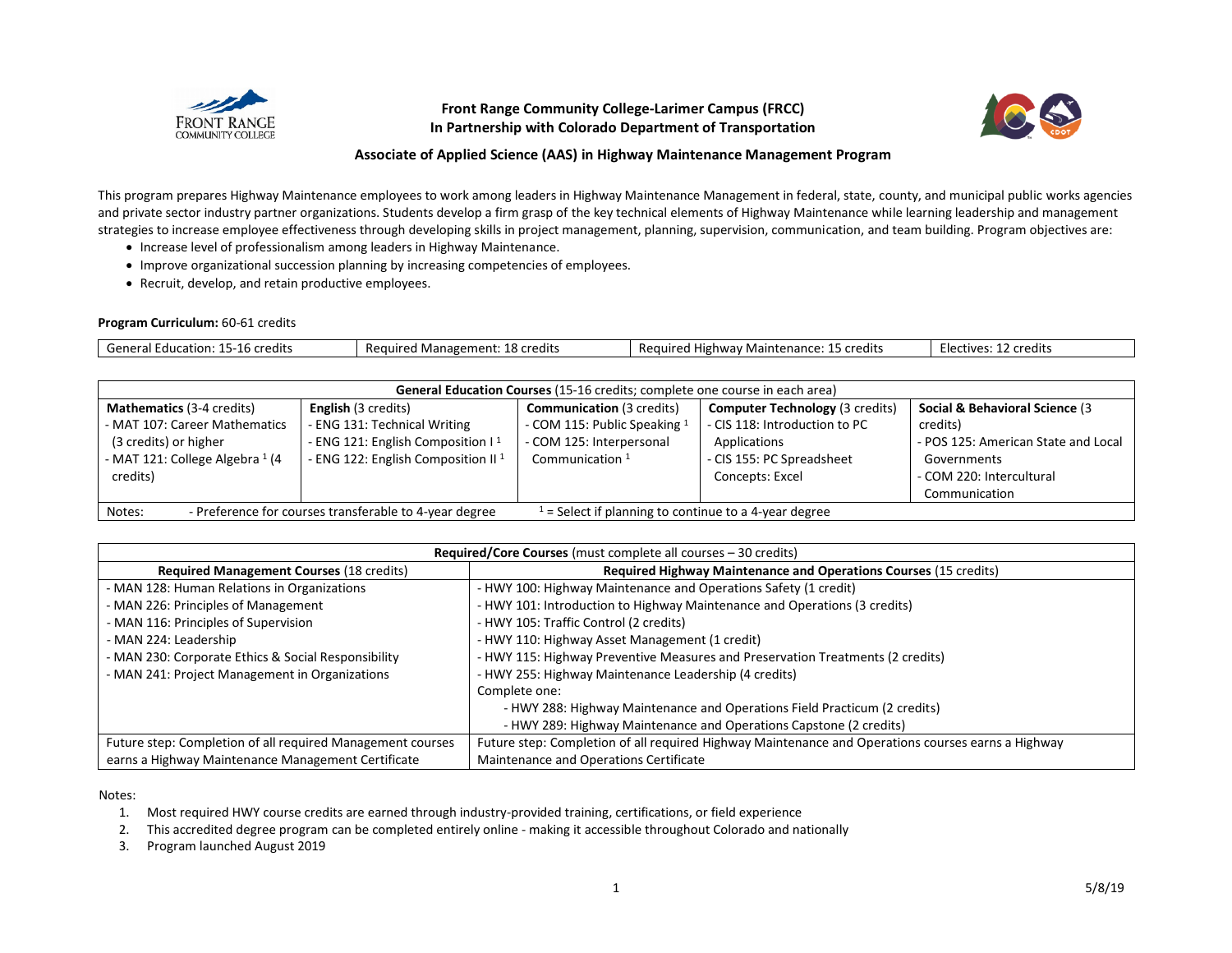# Front Range Community College-Larimer Campus (FRCC)
# In Partnership with Colorado Department of Transportation

## Associate of Applied Science (AAS) in Highway Maintenance Management Program

This program prepares Highway Maintenance employees to work among leaders in Highway Maintenance Management in federal, state, county, and municipal public works agencies and private sector industry partner organizations. Students develop a firm grasp of the key technical elements of Highway Maintenance while learning leadership and management strategies to increase employee effectiveness through developing skills in project management, planning, supervision, communication, and team building. Program objectives are:

- Increase level of professionalism among leaders in Highway Maintenance.
- Improve organizational succession planning by increasing competencies of employees.
- Recruit, develop, and retain productive employees.

**Program Curriculum:** 60-61 credits

| General Education: 15-16 credits | Required Management: 18 credits | Required Highway Maintenance: 15 credits | Electives: 12 credits |
|---|---|---|---|

| **General Education Courses** (15-16 credits; complete one course in each area) | | | | |
|---|---|---|---|---|
| **Mathematics** (3-4 credits)<br>- MAT 107: Career Mathematics (3 credits) or higher<br>- MAT 121: College Algebra [1] (4 credits) | **English** (3 credits)<br>- ENG 131: Technical Writing<br>- ENG 121: English Composition I [1]<br>- ENG 122: English Composition II [1] | **Communication** (3 credits)<br>- COM 115: Public Speaking [1]<br>- COM 125: Interpersonal Communication [1] | **Computer Technology** (3 credits)<br>- CIS 118: Introduction to PC Applications<br>- CIS 155: PC Spreadsheet Concepts: Excel | **Social & Behavioral Science** (3 credits)<br>- POS 125: American State and Local Governments<br>- COM 220: Intercultural Communication |
| Notes: - Preference for courses transferable to 4-year degree | [1] = Select if planning to continue to a 4-year degree | | | |

| **Required/Core Courses** (must complete all courses – 30 credits) | |
|---|---|
| **Required Management Courses** (18 credits) | **Required Highway Maintenance and Operations Courses** (15 credits) |
| - MAN 128: Human Relations in Organizations<br>- MAN 226: Principles of Management<br>- MAN 116: Principles of Supervision<br>- MAN 224: Leadership<br>- MAN 230: Corporate Ethics & Social Responsibility<br>- MAN 241: Project Management in Organizations | - HWY 100: Highway Maintenance and Operations Safety (1 credit)<br>- HWY 101: Introduction to Highway Maintenance and Operations (3 credits)<br>- HWY 105: Traffic Control (2 credits)<br>- HWY 110: Highway Asset Management (1 credit)<br>- HWY 115: Highway Preventive Measures and Preservation Treatments (2 credits)<br>- HWY 255: Highway Maintenance Leadership (4 credits)<br>Complete one:<br>- HWY 288: Highway Maintenance and Operations Field Practicum (2 credits)<br>- HWY 289: Highway Maintenance and Operations Capstone (2 credits) |
| Future step: Completion of all required Management courses earns a Highway Maintenance Management Certificate | Future step: Completion of all required Highway Maintenance and Operations courses earns a Highway Maintenance and Operations Certificate |

Notes:

1. Most required HWY course credits are earned through industry-provided training, certifications, or field experience
2. This accredited degree program can be completed entirely online - making it accessible throughout Colorado and nationally
3. Program launched August 2019

5/8/19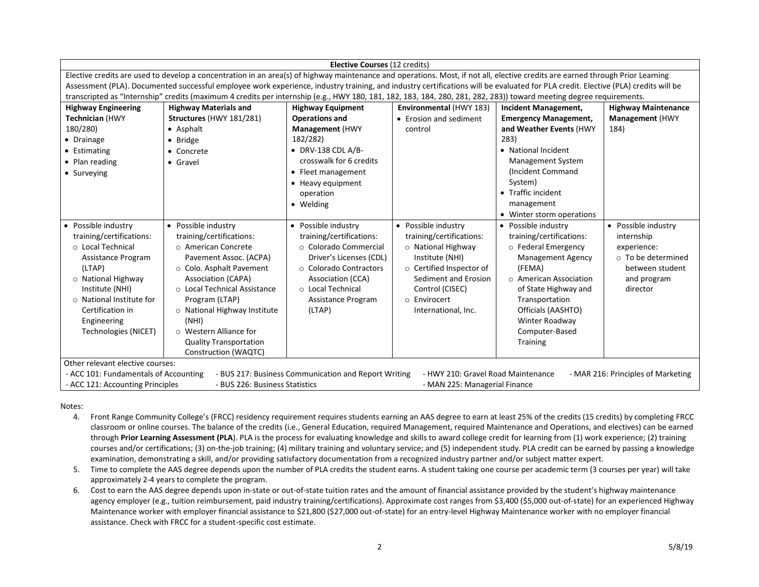| **Elective Courses** (12 credits) | | | | | |
|---|---|---|---|---|---|
| Elective credits are used to develop a concentration in an area(s) of highway maintenance and operations. Most, if not all, elective credits are earned through Prior Learning Assessment (PLA). Documented successful employee work experience, industry training, and industry certifications will be evaluated for PLA credit. Elective (PLA) credits will be transcripted as "Internship" credits (maximum 4 credits per internship (e.g., HWY 180, 181, 182, 183, 184, 280, 281, 282, 283)) toward meeting degree requirements. | | | | | |
| **Highway Engineering Technician** (HWY 180/280)<br>• Drainage<br>• Estimating<br>• Plan reading<br>• Surveying | **Highway Materials and Structures** (HWY 181/281)<br>• Asphalt<br>• Bridge<br>• Concrete<br>• Gravel | **Highway Equipment Operations and Management** (HWY 182/282)<br>• DRV-138 CDL A/B-crosswalk for 6 credits<br>• Fleet management<br>• Heavy equipment operation<br>• Welding | **Environmental** (HWY 183)<br>• Erosion and sediment control | **Incident Management, Emergency Management, and Weather Events** (HWY 283)<br>• National Incident Management System (Incident Command System)<br>• Traffic incident management<br>• Winter storm operations | **Highway Maintenance Management** (HWY 184) |
| • Possible industry training/certifications:<br>○ Local Technical Assistance Program (LTAP)<br>○ National Highway Institute (NHI)<br>○ National Institute for Certification in Engineering Technologies (NICET) | • Possible industry training/certifications:<br>○ American Concrete Pavement Assoc. (ACPA)<br>○ Colo. Asphalt Pavement Association (CAPA)<br>○ Local Technical Assistance Program (LTAP)<br>○ National Highway Institute (NHI)<br>○ Western Alliance for Quality Transportation Construction (WAQTC) | • Possible industry training/certifications:<br>○ Colorado Commercial Driver's Licenses (CDL)<br>○ Colorado Contractors Association (CCA)<br>○ Local Technical Assistance Program (LTAP) | • Possible industry training/certifications:<br>○ National Highway Institute (NHI)<br>○ Certified Inspector of Sediment and Erosion Control (CISEC)<br>○ Envirocert International, Inc. | • Possible industry training/certifications:<br>○ Federal Emergency Management Agency (FEMA)<br>○ American Association of State Highway and Transportation Officials (AASHTO) Winter Roadway Computer-Based Training | • Possible industry internship experience:<br>○ To be determined between student and program director |
| Other relevant elective courses:<br>- ACC 101: Fundamentals of Accounting<br>- ACC 121: Accounting Principles<br>- BUS 217: Business Communication and Report Writing<br>- BUS 226: Business Statistics<br>- HWY 210: Gravel Road Maintenance<br>- MAN 225: Managerial Finance<br>- MAR 216: Principles of Marketing | | | | | |

Notes:

4. Front Range Community College's (FRCC) residency requirement requires students earning an AAS degree to earn at least 25% of the credits (15 credits) by completing FRCC classroom or online courses. The balance of the credits (i.e., General Education, required Management, required Maintenance and Operations, and electives) can be earned through **Prior Learning Assessment (PLA**). PLA is the process for evaluating knowledge and skills to award college credit for learning from (1) work experience; (2) training courses and/or certifications; (3) on-the-job training; (4) military training and voluntary service; and (5) independent study. PLA credit can be earned by passing a knowledge examination, demonstrating a skill, and/or providing satisfactory documentation from a recognized industry partner and/or subject matter expert.
5. Time to complete the AAS degree depends upon the number of PLA credits the student earns. A student taking one course per academic term (3 courses per year) will take approximately 2-4 years to complete the program.
6. Cost to earn the AAS degree depends upon in-state or out-of-state tuition rates and the amount of financial assistance provided by the student's highway maintenance agency employer (e.g., tuition reimbursement, paid industry training/certifications). Approximate cost ranges from $3,400 ($5,000 out-of-state) for an experienced Highway Maintenance worker with employer financial assistance to $21,800 ($27,000 out-of-state) for an entry-level Highway Maintenance worker with no employer financial assistance. Check with FRCC for a student-specific cost estimate.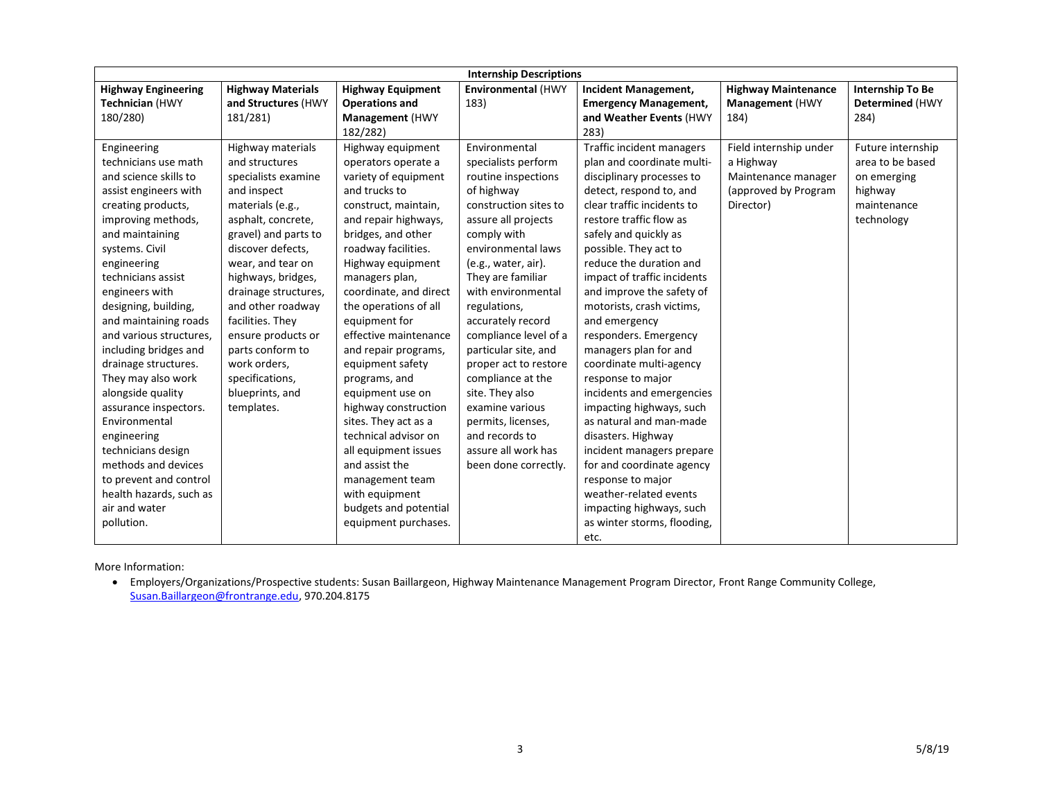| Internship Descriptions | | | | | | |
|---|---|---|---|---|---|---|
| **Highway Engineering Technician** (HWY 180/280) | **Highway Materials and Structures** (HWY 181/281) | **Highway Equipment Operations and Management** (HWY 182/282) | **Environmental** (HWY 183) | **Incident Management, Emergency Management, and Weather Events** (HWY 283) | **Highway Maintenance Management** (HWY 184) | **Internship To Be Determined** (HWY 284) |
| Engineering technicians use math and science skills to assist engineers with creating products, improving methods, and maintaining systems. Civil engineering technicians assist engineers with designing, building, and maintaining roads and various structures, including bridges and drainage structures. They may also work alongside quality assurance inspectors. Environmental engineering technicians design methods and devices to prevent and control health hazards, such as air and water pollution. | Highway materials and structures specialists examine and inspect materials (e.g., asphalt, concrete, gravel) and parts to discover defects, wear, and tear on highways, bridges, drainage structures, and other roadway facilities. They ensure products or parts conform to work orders, specifications, blueprints, and templates. | Highway equipment operators operate a variety of equipment and trucks to construct, maintain, and repair highways, bridges, and other roadway facilities. Highway equipment managers plan, coordinate, and direct the operations of all equipment for effective maintenance and repair programs, equipment safety programs, and equipment use on highway construction sites. They act as a technical advisor on all equipment issues and assist the management team with equipment budgets and potential equipment purchases. | Environmental specialists perform routine inspections of highway construction sites to assure all projects comply with environmental laws (e.g., water, air). They are familiar with environmental regulations, accurately record compliance level of a particular site, and proper act to restore compliance at the site. They also examine various permits, licenses, and records to assure all work has been done correctly. | Traffic incident managers plan and coordinate multi-disciplinary processes to detect, respond to, and clear traffic incidents to restore traffic flow as safely and quickly as possible. They act to reduce the duration and impact of traffic incidents and improve the safety of motorists, crash victims, and emergency responders. Emergency managers plan for and coordinate multi-agency response to major incidents and emergencies impacting highways, such as natural and man-made disasters. Highway incident managers prepare for and coordinate agency response to major weather-related events impacting highways, such as winter storms, flooding, etc. | Field internship under a Highway Maintenance manager (approved by Program Director) | Future internship area to be based on emerging highway maintenance technology |

More Information:

- Employers/Organizations/Prospective students: Susan Baillargeon, Highway Maintenance Management Program Director, Front Range Community College, Susan.Baillargeon@frontrange.edu, 970.204.8175